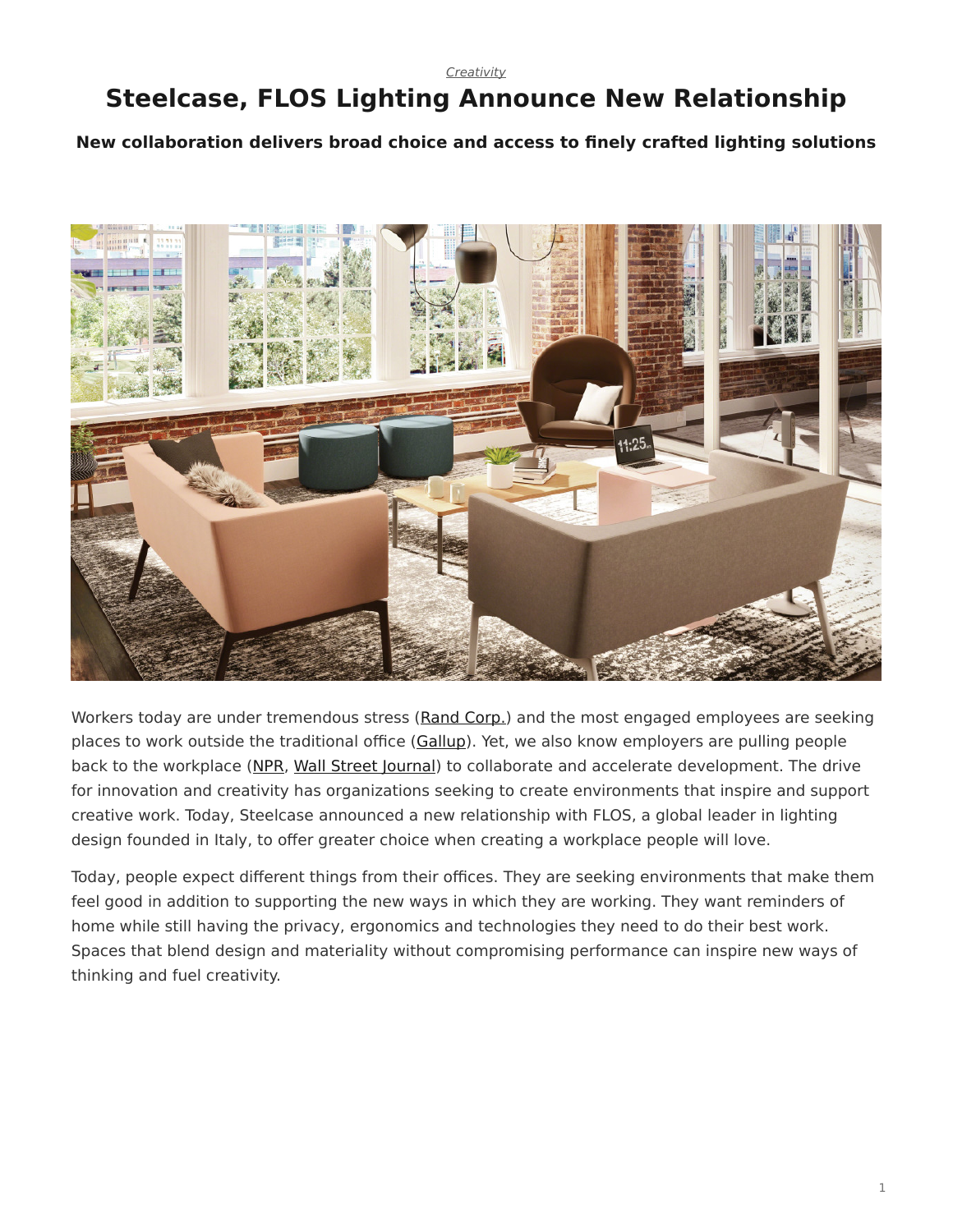*Creativity*

# Steelcase, FLOS Lighting Announce New Relationship

**New collaboration delivers broad choice and access to finely crafted lighting solutions**

Workers today are under tremendous stress (Rand Corp.) and the most engaged employees are seeking places to work outside the traditional office (Gallup). Yet, we also know employers are pulling people back to the workplace (NPR, Wall Street Journal) to collaborate and accelerate development. The drive for innovation and creativity has organizations seeking to create environments that inspire and support creative work. Today, Steelcase announced a new relationship with FLOS, a global leader in lighting design founded in Italy, to offer greater choice when creating a workplace people will love.

Today, people expect different things from their offices. They are seeking environments that make them feel good in addition to supporting the new ways in which they are working. They want reminders of home while still having the privacy, ergonomics and technologies they need to do their best work. Spaces that blend design and materiality without compromising performance can inspire new ways of thinking and fuel creativity.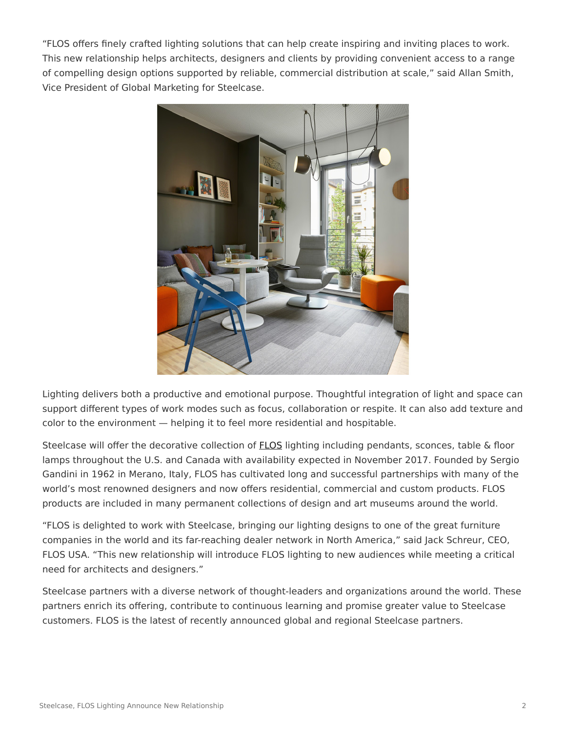"FLOS offers finely crafted lighting solutions that can help create inspiring and inviting places to work. This new relationship helps architects, designers and clients by providing convenient access to a range of compelling design options supported by reliable, commercial distribution at scale," said Allan Smith, Vice President of Global Marketing for Steelcase.

Lighting delivers both a productive and emotional purpose. Thoughtful integration of light and space can support different types of work modes such as focus, collaboration or respite. It can also add texture and color to the environment — helping it to feel more residential and hospitable.

Steelcase will offer the decorative collection of [FLOS](FLOS) lighting including pendants, sconces, table & floor lamps throughout the U.S. and Canada with availability expected in November 2017. Founded by Sergio Gandini in 1962 in Merano, Italy, FLOS has cultivated long and successful partnerships with many of the world's most renowned designers and now offers residential, commercial and custom products. FLOS products are included in many permanent collections of design and art museums around the world.

"FLOS is delighted to work with Steelcase, bringing our lighting designs to one of the great furniture companies in the world and its far-reaching dealer network in North America," said Jack Schreur, CEO, FLOS USA. "This new relationship will introduce FLOS lighting to new audiences while meeting a critical need for architects and designers."

Steelcase partners with a diverse network of thought-leaders and organizations around the world. These partners enrich its offering, contribute to continuous learning and promise greater value to Steelcase customers. FLOS is the latest of recently announced global and regional Steelcase partners.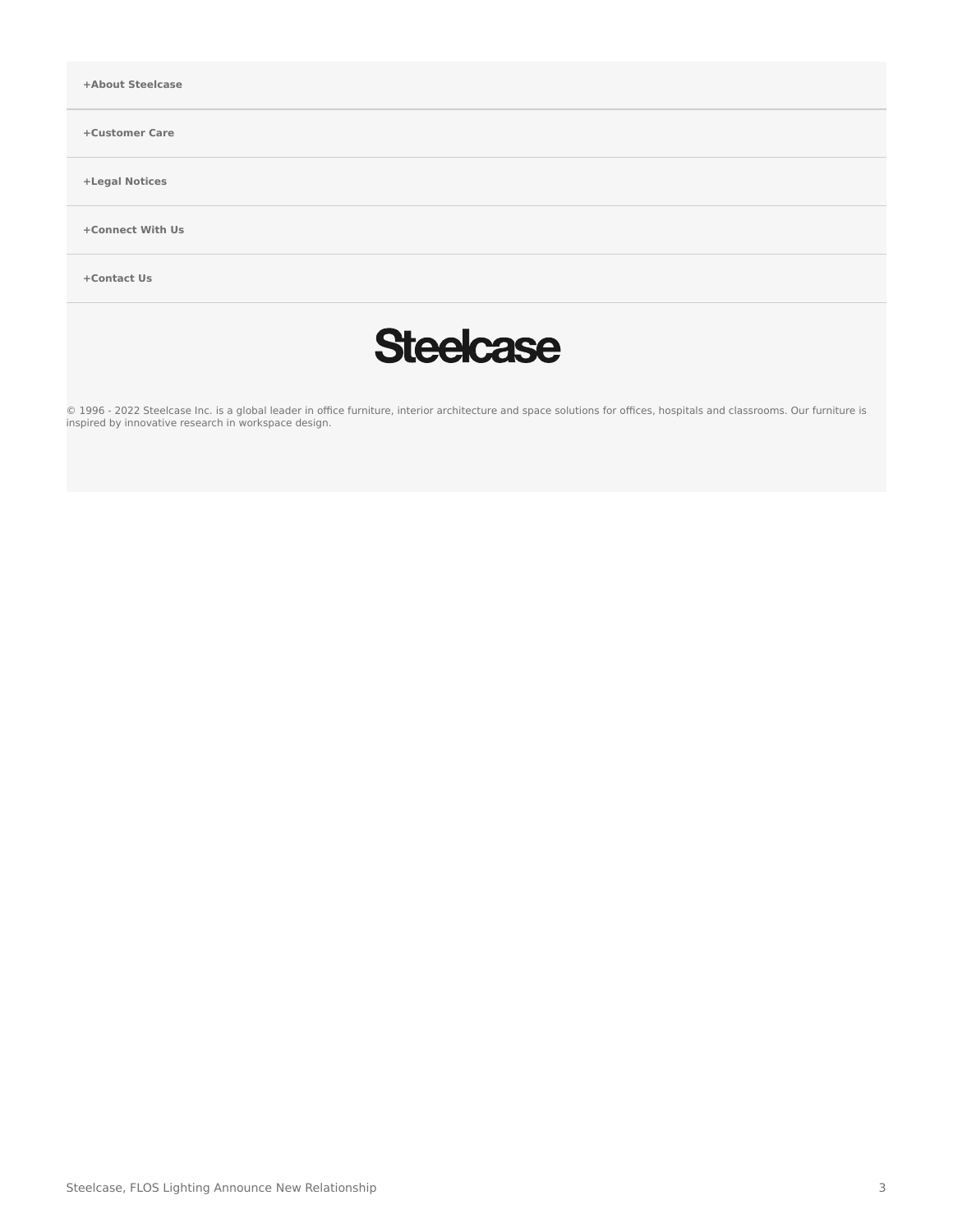**+About Steelcase**

**+Customer Care**

**+Legal Notices**

**+Connect With Us**

**+Contact Us**

Steelcase

© 1996 - 2022 Steelcase Inc. is a global leader in office furniture, interior architecture and space solutions for offices, hospitals and classrooms. Our furniture is inspired by innovative research in workspace design.